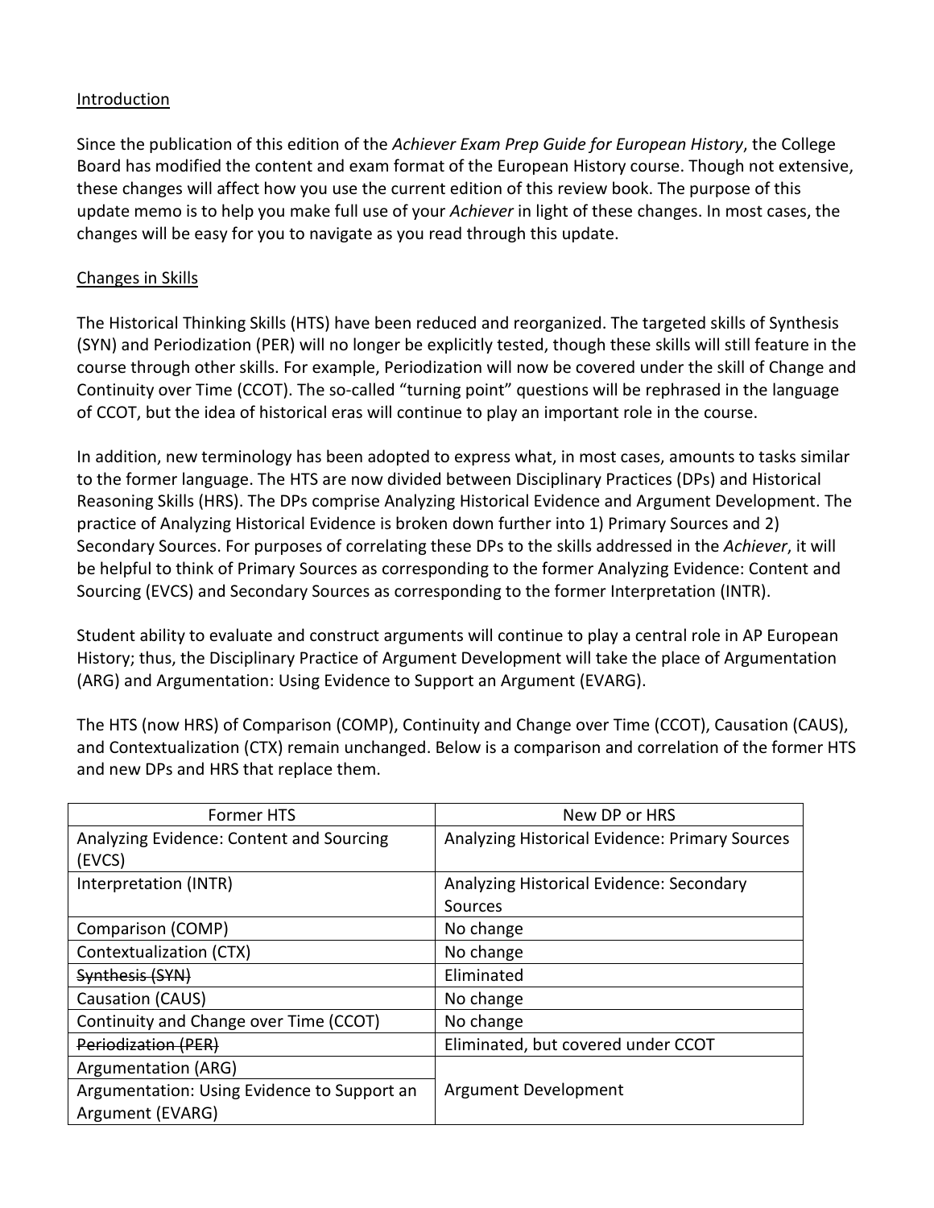Introduction

Since the publication of this edition of the *Achiever Exam Prep Guide for European History*, the College Board has modified the content and exam format of the European History course. Though not extensive, these changes will affect how you use the current edition of this review book. The purpose of this update memo is to help you make full use of your *Achiever* in light of these changes. In most cases, the changes will be easy for you to navigate as you read through this update.

Changes in Skills

The Historical Thinking Skills (HTS) have been reduced and reorganized. The targeted skills of Synthesis (SYN) and Periodization (PER) will no longer be explicitly tested, though these skills will still feature in the course through other skills. For example, Periodization will now be covered under the skill of Change and Continuity over Time (CCOT). The so-called "turning point" questions will be rephrased in the language of CCOT, but the idea of historical eras will continue to play an important role in the course.

In addition, new terminology has been adopted to express what, in most cases, amounts to tasks similar to the former language. The HTS are now divided between Disciplinary Practices (DPs) and Historical Reasoning Skills (HRS). The DPs comprise Analyzing Historical Evidence and Argument Development. The practice of Analyzing Historical Evidence is broken down further into 1) Primary Sources and 2) Secondary Sources. For purposes of correlating these DPs to the skills addressed in the *Achiever*, it will be helpful to think of Primary Sources as corresponding to the former Analyzing Evidence: Content and Sourcing (EVCS) and Secondary Sources as corresponding to the former Interpretation (INTR).

Student ability to evaluate and construct arguments will continue to play a central role in AP European History; thus, the Disciplinary Practice of Argument Development will take the place of Argumentation (ARG) and Argumentation: Using Evidence to Support an Argument (EVARG).

The HTS (now HRS) of Comparison (COMP), Continuity and Change over Time (CCOT), Causation (CAUS), and Contextualization (CTX) remain unchanged. Below is a comparison and correlation of the former HTS and new DPs and HRS that replace them.

| Former HTS | New DP or HRS |
|---|---|
| Analyzing Evidence: Content and Sourcing (EVCS) | Analyzing Historical Evidence: Primary Sources |
| Interpretation (INTR) | Analyzing Historical Evidence: Secondary Sources |
| Comparison (COMP) | No change |
| Contextualization (CTX) | No change |
| ~~Synthesis (SYN)~~ | Eliminated |
| Causation (CAUS) | No change |
| Continuity and Change over Time (CCOT) | No change |
| ~~Periodization (PER)~~ | Eliminated, but covered under CCOT |
| Argumentation (ARG) | Argument Development |
| Argumentation: Using Evidence to Support an Argument (EVARG) | |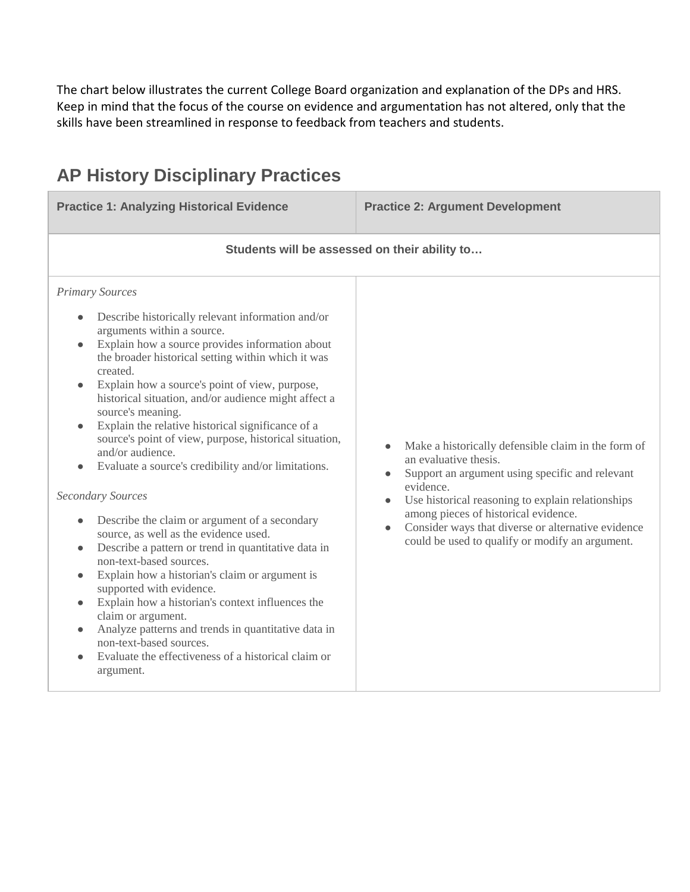The chart below illustrates the current College Board organization and explanation of the DPs and HRS. Keep in mind that the focus of the course on evidence and argumentation has not altered, only that the skills have been streamlined in response to feedback from teachers and students.

## AP History Disciplinary Practices

| **Practice 1: Analyzing Historical Evidence** | **Practice 2: Argument Development** |
|---|---|
| **Students will be assessed on their ability to…** | |
| *Primary Sources*<br>• Describe historically relevant information and/or arguments within a source.<br>• Explain how a source provides information about the broader historical setting within which it was created.<br>• Explain how a source's point of view, purpose, historical situation, and/or audience might affect a source's meaning.<br>• Explain the relative historical significance of a source's point of view, purpose, historical situation, and/or audience.<br>• Evaluate a source's credibility and/or limitations.<br><br>*Secondary Sources*<br>• Describe the claim or argument of a secondary source, as well as the evidence used.<br>• Describe a pattern or trend in quantitative data in non-text-based sources.<br>• Explain how a historian's claim or argument is supported with evidence.<br>• Explain how a historian's context influences the claim or argument.<br>• Analyze patterns and trends in quantitative data in non-text-based sources.<br>• Evaluate the effectiveness of a historical claim or argument. | • Make a historically defensible claim in the form of an evaluative thesis.<br>• Support an argument using specific and relevant evidence.<br>• Use historical reasoning to explain relationships among pieces of historical evidence.<br>• Consider ways that diverse or alternative evidence could be used to qualify or modify an argument. |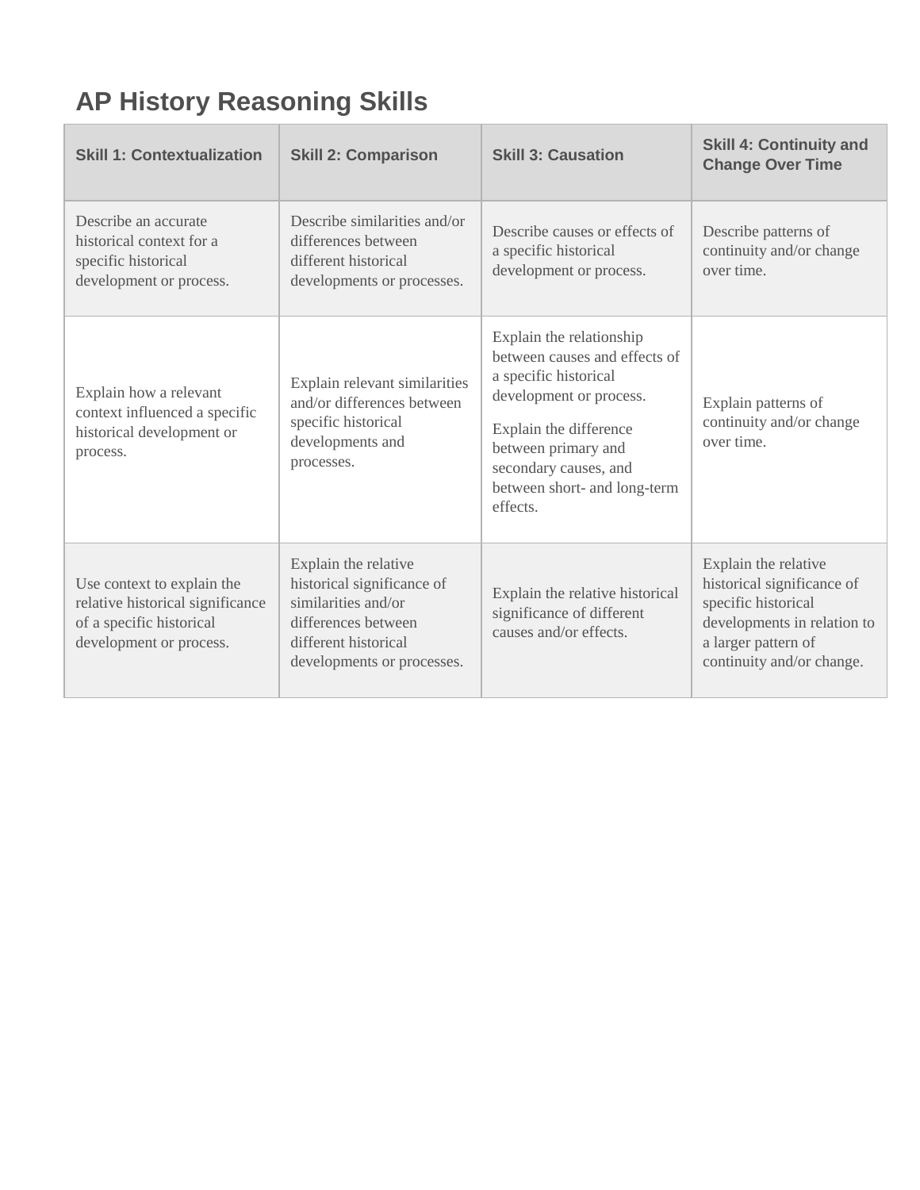# AP History Reasoning Skills

| Skill 1: Contextualization | Skill 2: Comparison | Skill 3: Causation | Skill 4: Continuity and Change Over Time |
|---|---|---|---|
| Describe an accurate historical context for a specific historical development or process. | Describe similarities and/or differences between different historical developments or processes. | Describe causes or effects of a specific historical development or process. | Describe patterns of continuity and/or change over time. |
| Explain how a relevant context influenced a specific historical development or process. | Explain relevant similarities and/or differences between specific historical developments and processes. | Explain the relationship between causes and effects of a specific historical development or process.<br><br>Explain the difference between primary and secondary causes, and between short- and long-term effects. | Explain patterns of continuity and/or change over time. |
| Use context to explain the relative historical significance of a specific historical development or process. | Explain the relative historical significance of similarities and/or differences between different historical developments or processes. | Explain the relative historical significance of different causes and/or effects. | Explain the relative historical significance of specific historical developments in relation to a larger pattern of continuity and/or change. |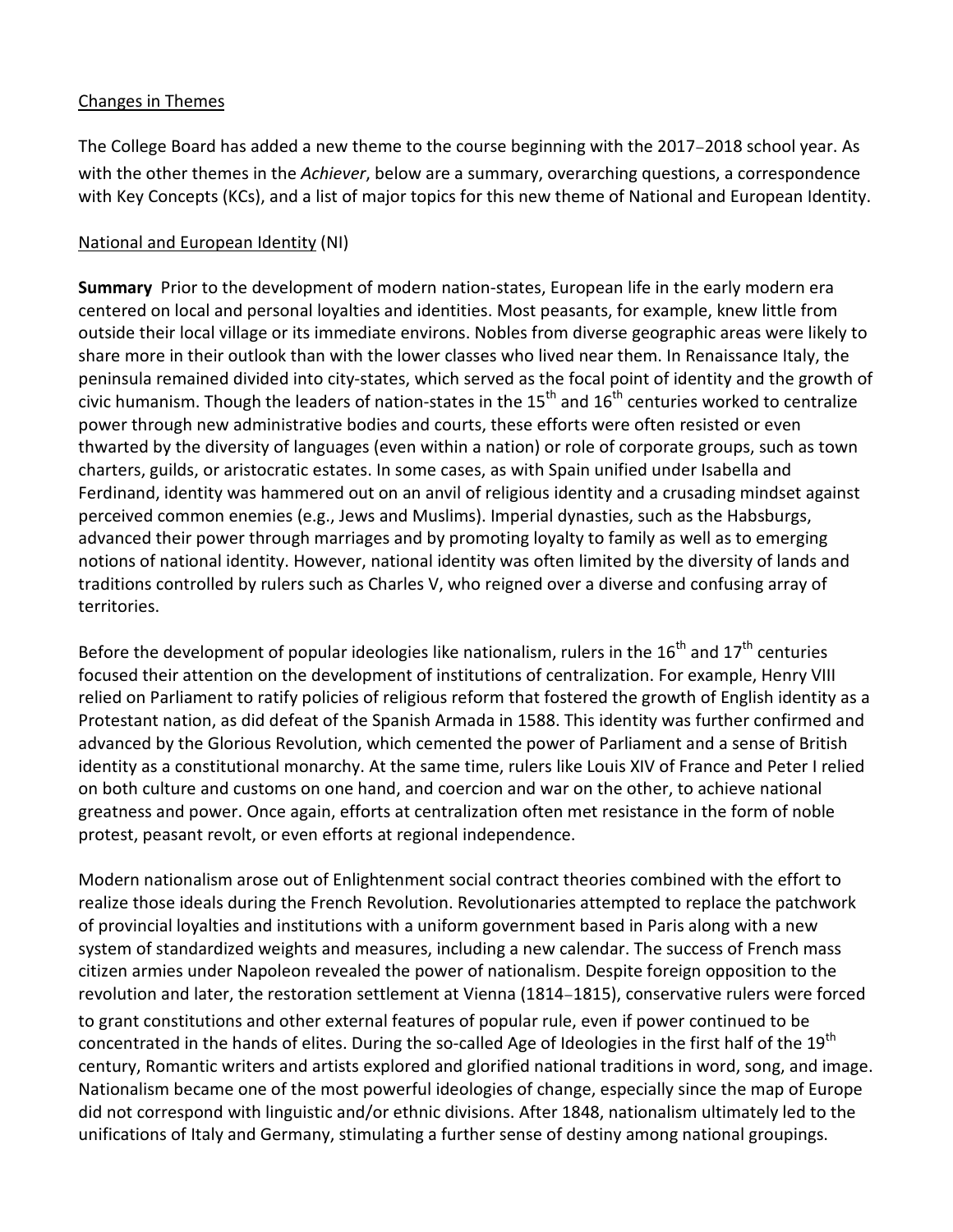Changes in Themes

The College Board has added a new theme to the course beginning with the 2017–2018 school year. As with the other themes in the *Achiever*, below are a summary, overarching questions, a correspondence with Key Concepts (KCs), and a list of major topics for this new theme of National and European Identity.

National and European Identity (NI)

**Summary** Prior to the development of modern nation-states, European life in the early modern era centered on local and personal loyalties and identities. Most peasants, for example, knew little from outside their local village or its immediate environs. Nobles from diverse geographic areas were likely to share more in their outlook than with the lower classes who lived near them. In Renaissance Italy, the peninsula remained divided into city-states, which served as the focal point of identity and the growth of civic humanism. Though the leaders of nation-states in the 15th and 16th centuries worked to centralize power through new administrative bodies and courts, these efforts were often resisted or even thwarted by the diversity of languages (even within a nation) or role of corporate groups, such as town charters, guilds, or aristocratic estates. In some cases, as with Spain unified under Isabella and Ferdinand, identity was hammered out on an anvil of religious identity and a crusading mindset against perceived common enemies (e.g., Jews and Muslims). Imperial dynasties, such as the Habsburgs, advanced their power through marriages and by promoting loyalty to family as well as to emerging notions of national identity. However, national identity was often limited by the diversity of lands and traditions controlled by rulers such as Charles V, who reigned over a diverse and confusing array of territories.

Before the development of popular ideologies like nationalism, rulers in the 16th and 17th centuries focused their attention on the development of institutions of centralization. For example, Henry VIII relied on Parliament to ratify policies of religious reform that fostered the growth of English identity as a Protestant nation, as did defeat of the Spanish Armada in 1588. This identity was further confirmed and advanced by the Glorious Revolution, which cemented the power of Parliament and a sense of British identity as a constitutional monarchy. At the same time, rulers like Louis XIV of France and Peter I relied on both culture and customs on one hand, and coercion and war on the other, to achieve national greatness and power. Once again, efforts at centralization often met resistance in the form of noble protest, peasant revolt, or even efforts at regional independence.

Modern nationalism arose out of Enlightenment social contract theories combined with the effort to realize those ideals during the French Revolution. Revolutionaries attempted to replace the patchwork of provincial loyalties and institutions with a uniform government based in Paris along with a new system of standardized weights and measures, including a new calendar. The success of French mass citizen armies under Napoleon revealed the power of nationalism. Despite foreign opposition to the revolution and later, the restoration settlement at Vienna (1814–1815), conservative rulers were forced to grant constitutions and other external features of popular rule, even if power continued to be concentrated in the hands of elites. During the so-called Age of Ideologies in the first half of the 19th century, Romantic writers and artists explored and glorified national traditions in word, song, and image. Nationalism became one of the most powerful ideologies of change, especially since the map of Europe did not correspond with linguistic and/or ethnic divisions. After 1848, nationalism ultimately led to the unifications of Italy and Germany, stimulating a further sense of destiny among national groupings.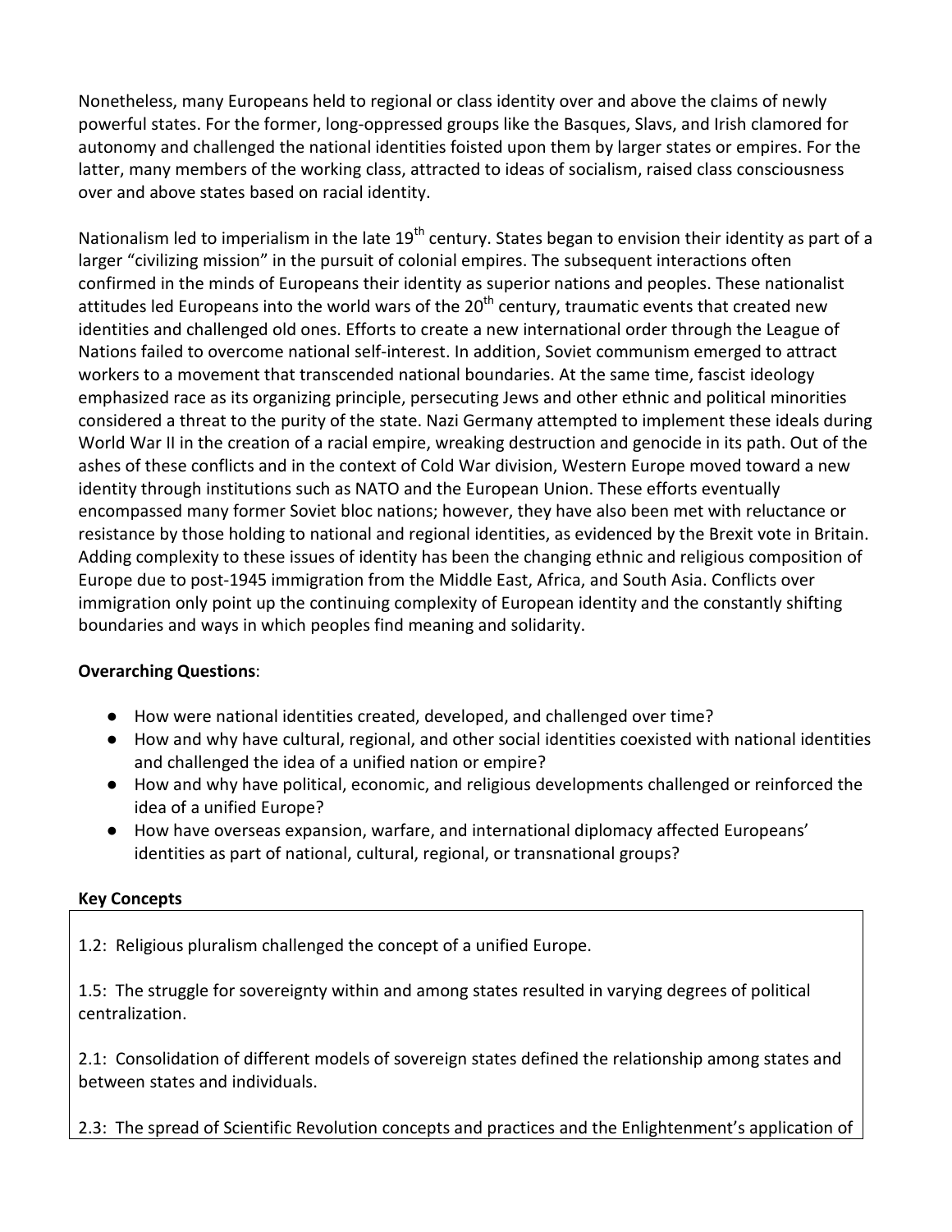Nonetheless, many Europeans held to regional or class identity over and above the claims of newly powerful states. For the former, long-oppressed groups like the Basques, Slavs, and Irish clamored for autonomy and challenged the national identities foisted upon them by larger states or empires. For the latter, many members of the working class, attracted to ideas of socialism, raised class consciousness over and above states based on racial identity.

Nationalism led to imperialism in the late 19th century. States began to envision their identity as part of a larger "civilizing mission" in the pursuit of colonial empires. The subsequent interactions often confirmed in the minds of Europeans their identity as superior nations and peoples. These nationalist attitudes led Europeans into the world wars of the 20th century, traumatic events that created new identities and challenged old ones. Efforts to create a new international order through the League of Nations failed to overcome national self-interest. In addition, Soviet communism emerged to attract workers to a movement that transcended national boundaries. At the same time, fascist ideology emphasized race as its organizing principle, persecuting Jews and other ethnic and political minorities considered a threat to the purity of the state. Nazi Germany attempted to implement these ideals during World War II in the creation of a racial empire, wreaking destruction and genocide in its path. Out of the ashes of these conflicts and in the context of Cold War division, Western Europe moved toward a new identity through institutions such as NATO and the European Union. These efforts eventually encompassed many former Soviet bloc nations; however, they have also been met with reluctance or resistance by those holding to national and regional identities, as evidenced by the Brexit vote in Britain. Adding complexity to these issues of identity has been the changing ethnic and religious composition of Europe due to post-1945 immigration from the Middle East, Africa, and South Asia. Conflicts over immigration only point up the continuing complexity of European identity and the constantly shifting boundaries and ways in which peoples find meaning and solidarity.

**Overarching Questions**:

- How were national identities created, developed, and challenged over time?
- How and why have cultural, regional, and other social identities coexisted with national identities and challenged the idea of a unified nation or empire?
- How and why have political, economic, and religious developments challenged or reinforced the idea of a unified Europe?
- How have overseas expansion, warfare, and international diplomacy affected Europeans' identities as part of national, cultural, regional, or transnational groups?

**Key Concepts**

1.2: Religious pluralism challenged the concept of a unified Europe.

1.5: The struggle for sovereignty within and among states resulted in varying degrees of political centralization.

2.1: Consolidation of different models of sovereign states defined the relationship among states and between states and individuals.

2.3: The spread of Scientific Revolution concepts and practices and the Enlightenment's application of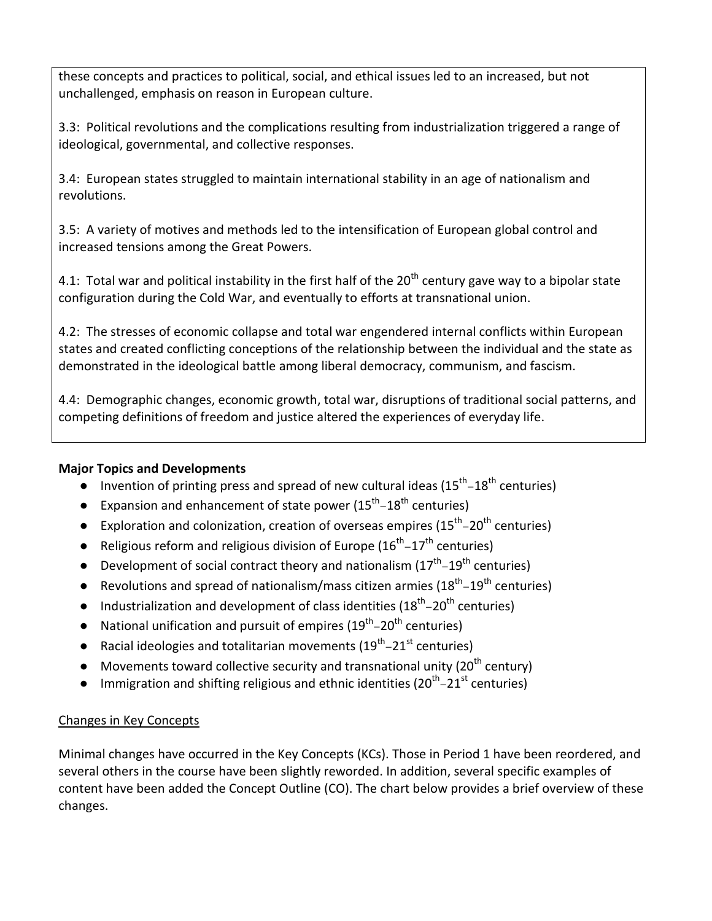these concepts and practices to political, social, and ethical issues led to an increased, but not unchallenged, emphasis on reason in European culture.

3.3: Political revolutions and the complications resulting from industrialization triggered a range of ideological, governmental, and collective responses.

3.4: European states struggled to maintain international stability in an age of nationalism and revolutions.

3.5: A variety of motives and methods led to the intensification of European global control and increased tensions among the Great Powers.

4.1: Total war and political instability in the first half of the 20th century gave way to a bipolar state configuration during the Cold War, and eventually to efforts at transnational union.

4.2: The stresses of economic collapse and total war engendered internal conflicts within European states and created conflicting conceptions of the relationship between the individual and the state as demonstrated in the ideological battle among liberal democracy, communism, and fascism.

4.4: Demographic changes, economic growth, total war, disruptions of traditional social patterns, and competing definitions of freedom and justice altered the experiences of everyday life.

**Major Topics and Developments**

- Invention of printing press and spread of new cultural ideas (15th–18th centuries)
- Expansion and enhancement of state power (15th–18th centuries)
- Exploration and colonization, creation of overseas empires (15th–20th centuries)
- Religious reform and religious division of Europe (16th–17th centuries)
- Development of social contract theory and nationalism (17th–19th centuries)
- Revolutions and spread of nationalism/mass citizen armies (18th–19th centuries)
- Industrialization and development of class identities (18th–20th centuries)
- National unification and pursuit of empires (19th–20th centuries)
- Racial ideologies and totalitarian movements (19th–21st centuries)
- Movements toward collective security and transnational unity (20th century)
- Immigration and shifting religious and ethnic identities (20th–21st centuries)

Changes in Key Concepts

Minimal changes have occurred in the Key Concepts (KCs). Those in Period 1 have been reordered, and several others in the course have been slightly reworded. In addition, several specific examples of content have been added the Concept Outline (CO). The chart below provides a brief overview of these changes.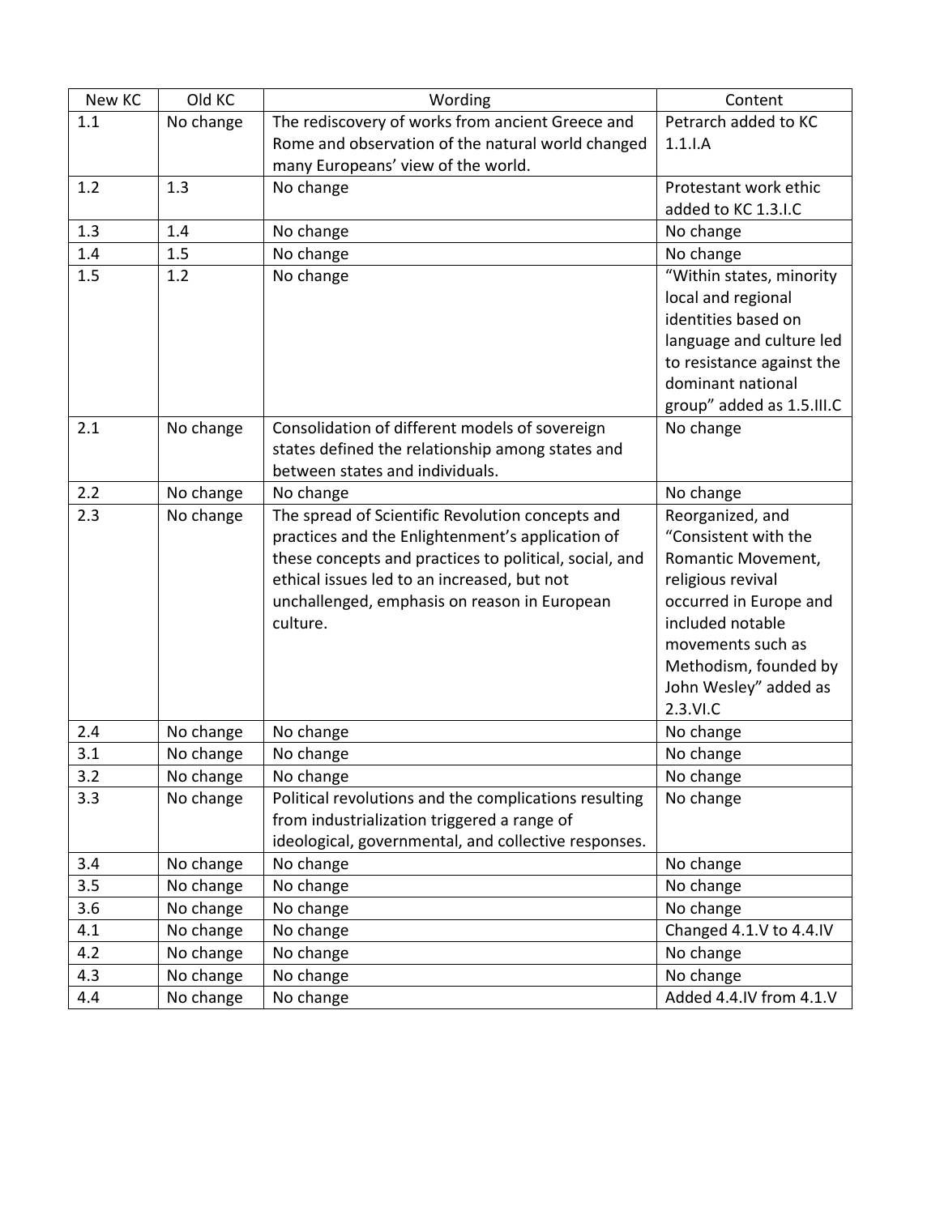| New KC | Old KC | Wording | Content |
|---|---|---|---|
| 1.1 | No change | The rediscovery of works from ancient Greece and Rome and observation of the natural world changed many Europeans' view of the world. | Petrarch added to KC 1.1.I.A |
| 1.2 | 1.3 | No change | Protestant work ethic added to KC 1.3.I.C |
| 1.3 | 1.4 | No change | No change |
| 1.4 | 1.5 | No change | No change |
| 1.5 | 1.2 | No change | "Within states, minority local and regional identities based on language and culture led to resistance against the dominant national group" added as 1.5.III.C |
| 2.1 | No change | Consolidation of different models of sovereign states defined the relationship among states and between states and individuals. | No change |
| 2.2 | No change | No change | No change |
| 2.3 | No change | The spread of Scientific Revolution concepts and practices and the Enlightenment's application of these concepts and practices to political, social, and ethical issues led to an increased, but not unchallenged, emphasis on reason in European culture. | Reorganized, and "Consistent with the Romantic Movement, religious revival occurred in Europe and included notable movements such as Methodism, founded by John Wesley" added as 2.3.VI.C |
| 2.4 | No change | No change | No change |
| 3.1 | No change | No change | No change |
| 3.2 | No change | No change | No change |
| 3.3 | No change | Political revolutions and the complications resulting from industrialization triggered a range of ideological, governmental, and collective responses. | No change |
| 3.4 | No change | No change | No change |
| 3.5 | No change | No change | No change |
| 3.6 | No change | No change | No change |
| 4.1 | No change | No change | Changed 4.1.V to 4.4.IV |
| 4.2 | No change | No change | No change |
| 4.3 | No change | No change | No change |
| 4.4 | No change | No change | Added 4.4.IV from 4.1.V |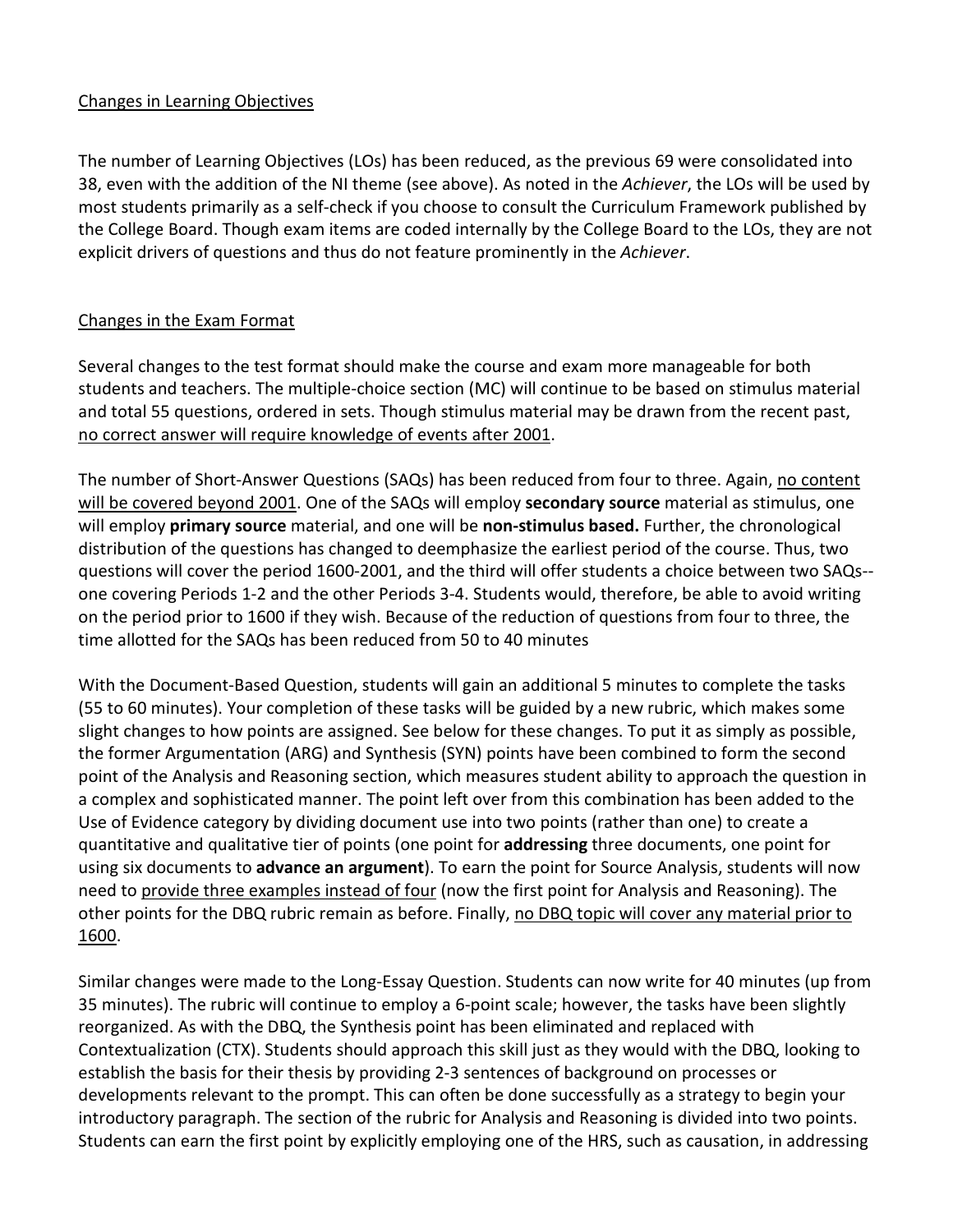<u>Changes in Learning Objectives</u>

The number of Learning Objectives (LOs) has been reduced, as the previous 69 were consolidated into 38, even with the addition of the NI theme (see above). As noted in the *Achiever*, the LOs will be used by most students primarily as a self-check if you choose to consult the Curriculum Framework published by the College Board. Though exam items are coded internally by the College Board to the LOs, they are not explicit drivers of questions and thus do not feature prominently in the *Achiever*.

<u>Changes in the Exam Format</u>

Several changes to the test format should make the course and exam more manageable for both students and teachers. The multiple-choice section (MC) will continue to be based on stimulus material and total 55 questions, ordered in sets. Though stimulus material may be drawn from the recent past, <u>no correct answer will require knowledge of events after 2001</u>.

The number of Short-Answer Questions (SAQs) has been reduced from four to three. Again, <u>no content will be covered beyond 2001</u>. One of the SAQs will employ **secondary source** material as stimulus, one will employ **primary source** material, and one will be **non-stimulus based.** Further, the chronological distribution of the questions has changed to deemphasize the earliest period of the course. Thus, two questions will cover the period 1600-2001, and the third will offer students a choice between two SAQs--one covering Periods 1-2 and the other Periods 3-4. Students would, therefore, be able to avoid writing on the period prior to 1600 if they wish. Because of the reduction of questions from four to three, the time allotted for the SAQs has been reduced from 50 to 40 minutes

With the Document-Based Question, students will gain an additional 5 minutes to complete the tasks (55 to 60 minutes). Your completion of these tasks will be guided by a new rubric, which makes some slight changes to how points are assigned. See below for these changes. To put it as simply as possible, the former Argumentation (ARG) and Synthesis (SYN) points have been combined to form the second point of the Analysis and Reasoning section, which measures student ability to approach the question in a complex and sophisticated manner. The point left over from this combination has been added to the Use of Evidence category by dividing document use into two points (rather than one) to create a quantitative and qualitative tier of points (one point for **addressing** three documents, one point for using six documents to **advance an argument**). To earn the point for Source Analysis, students will now need to <u>provide three examples instead of four</u> (now the first point for Analysis and Reasoning). The other points for the DBQ rubric remain as before. Finally, <u>no DBQ topic will cover any material prior to 1600</u>.

Similar changes were made to the Long-Essay Question. Students can now write for 40 minutes (up from 35 minutes). The rubric will continue to employ a 6-point scale; however, the tasks have been slightly reorganized. As with the DBQ, the Synthesis point has been eliminated and replaced with Contextualization (CTX). Students should approach this skill just as they would with the DBQ, looking to establish the basis for their thesis by providing 2-3 sentences of background on processes or developments relevant to the prompt. This can often be done successfully as a strategy to begin your introductory paragraph. The section of the rubric for Analysis and Reasoning is divided into two points. Students can earn the first point by explicitly employing one of the HRS, such as causation, in addressing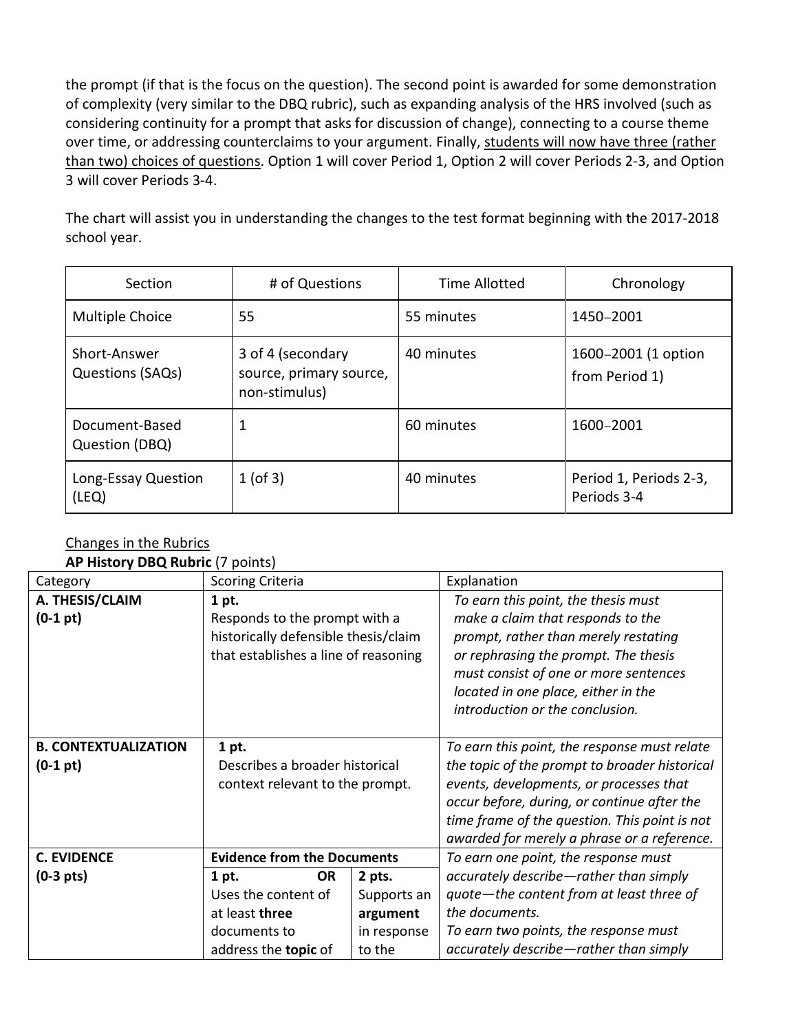the prompt (if that is the focus on the question). The second point is awarded for some demonstration of complexity (very similar to the DBQ rubric), such as expanding analysis of the HRS involved (such as considering continuity for a prompt that asks for discussion of change), connecting to a course theme over time, or addressing counterclaims to your argument. Finally, <u>students will now have three (rather than two) choices of questions</u>. Option 1 will cover Period 1, Option 2 will cover Periods 2-3, and Option 3 will cover Periods 3-4.

The chart will assist you in understanding the changes to the test format beginning with the 2017-2018 school year.

| Section | # of Questions | Time Allotted | Chronology |
|---|---|---|---|
| Multiple Choice | 55 | 55 minutes | 1450–2001 |
| Short-Answer Questions (SAQs) | 3 of 4 (secondary source, primary source, non-stimulus) | 40 minutes | 1600–2001 (1 option from Period 1) |
| Document-Based Question (DBQ) | 1 | 60 minutes | 1600–2001 |
| Long-Essay Question (LEQ) | 1 (of 3) | 40 minutes | Period 1, Periods 2-3, Periods 3-4 |

<u>Changes in the Rubrics</u>

**AP History DBQ Rubric** (7 points)

| Category | Scoring Criteria | | Explanation |
|---|---|---|---|
| **A. THESIS/CLAIM (0-1 pt)** | **1 pt.** Responds to the prompt with a historically defensible thesis/claim that establishes a line of reasoning | | *To earn this point, the thesis must make a claim that responds to the prompt, rather than merely restating or rephrasing the prompt. The thesis must consist of one or more sentences located in one place, either in the introduction or the conclusion.* |
| **B. CONTEXTUALIZATION (0-1 pt)** | **1 pt.** Describes a broader historical context relevant to the prompt. | | *To earn this point, the response must relate the topic of the prompt to broader historical events, developments, or processes that occur before, during, or continue after the time frame of the question. This point is not awarded for merely a phrase or a reference.* |
| **C. EVIDENCE (0-3 pts)** | **Evidence from the Documents** | | *To earn one point, the response must accurately describe—rather than simply quote—the content from at least three of the documents.* *To earn two points, the response must accurately describe—rather than simply* |
| | **1 pt. OR** Uses the content of at least **three** documents to address the **topic** of | **2 pts.** Supports an **argument** in response to the | |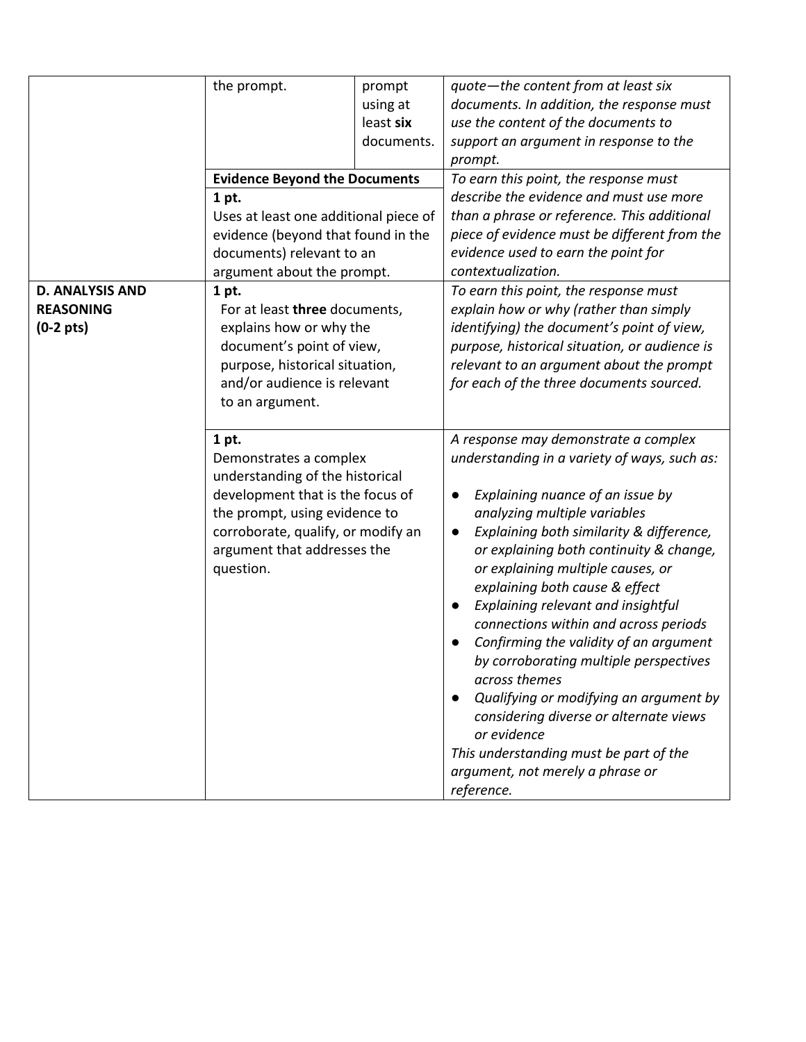| | | | |
|---|---|---|---|
| | the prompt. | prompt using at least **six** documents. | *quote—the content from at least six documents. In addition, the response must use the content of the documents to support an argument in response to the prompt.* |
| | **Evidence Beyond the Documents**<br>**1 pt.**<br>Uses at least one additional piece of evidence (beyond that found in the documents) relevant to an argument about the prompt. | | *To earn this point, the response must describe the evidence and must use more than a phrase or reference. This additional piece of evidence must be different from the evidence used to earn the point for contextualization.* |
| **D. ANALYSIS AND REASONING (0-2 pts)** | **1 pt.**<br>For at least **three** documents, explains how or why the document's point of view, purpose, historical situation, and/or audience is relevant to an argument. | | *To earn this point, the response must explain how or why (rather than simply identifying) the document's point of view, purpose, historical situation, or audience is relevant to an argument about the prompt for each of the three documents sourced.* |
| | **1 pt.**<br>Demonstrates a complex understanding of the historical development that is the focus of the prompt, using evidence to corroborate, qualify, or modify an argument that addresses the question. | | *A response may demonstrate a complex understanding in a variety of ways, such as:*<br>● *Explaining nuance of an issue by analyzing multiple variables*<br>● *Explaining both similarity & difference, or explaining both continuity & change, or explaining multiple causes, or explaining both cause & effect*<br>● *Explaining relevant and insightful connections within and across periods*<br>● *Confirming the validity of an argument by corroborating multiple perspectives across themes*<br>● *Qualifying or modifying an argument by considering diverse or alternate views or evidence*<br>*This understanding must be part of the argument, not merely a phrase or reference.* |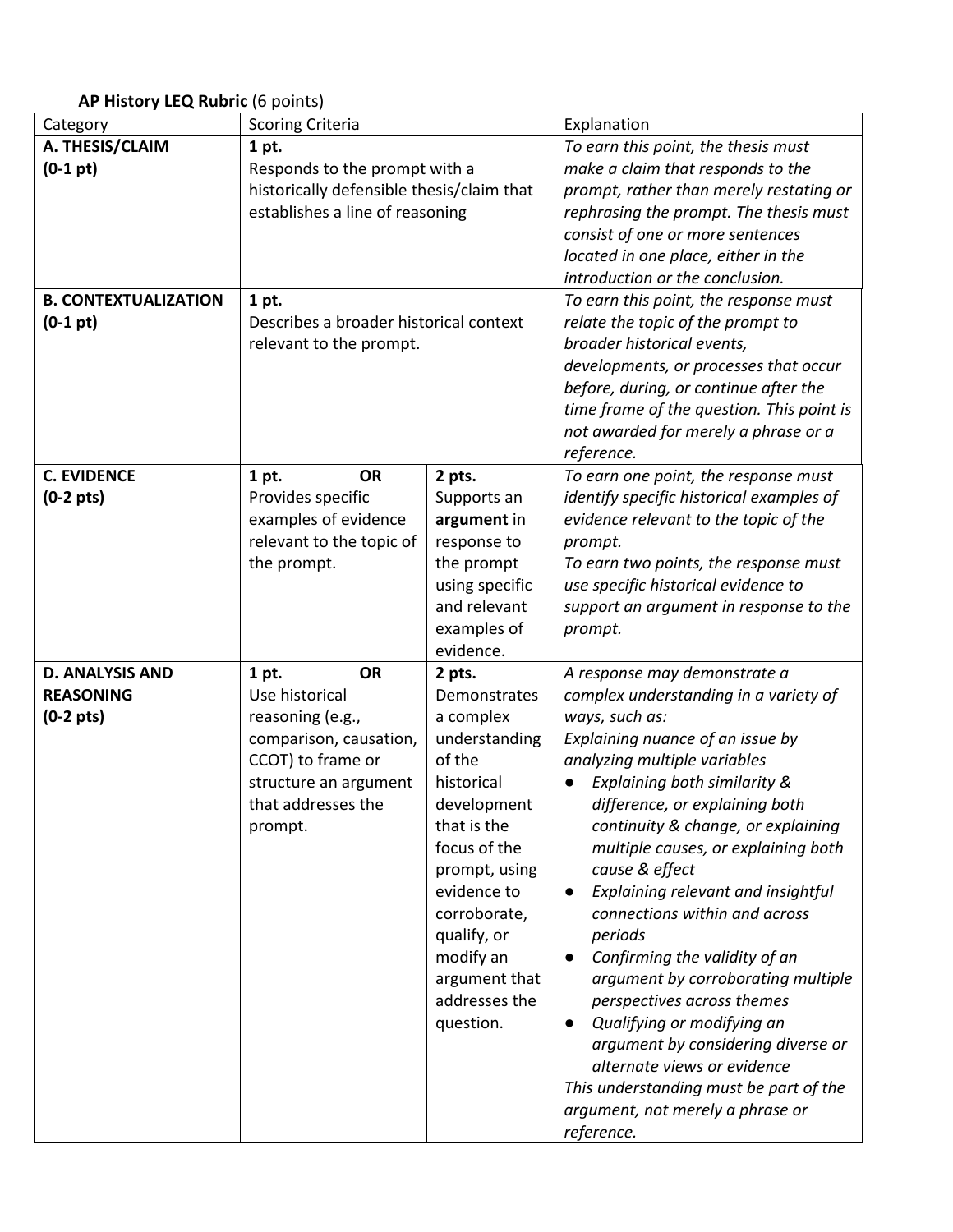**AP History LEQ Rubric** (6 points)

| Category | Scoring Criteria | | Explanation |
|---|---|---|---|
| **A. THESIS/CLAIM (0-1 pt)** | **1 pt.** Responds to the prompt with a historically defensible thesis/claim that establishes a line of reasoning | | *To earn this point, the thesis must make a claim that responds to the prompt, rather than merely restating or rephrasing the prompt. The thesis must consist of one or more sentences located in one place, either in the introduction or the conclusion.* |
| **B. CONTEXTUALIZATION (0-1 pt)** | **1 pt.** Describes a broader historical context relevant to the prompt. | | *To earn this point, the response must relate the topic of the prompt to broader historical events, developments, or processes that occur before, during, or continue after the time frame of the question. This point is not awarded for merely a phrase or a reference.* |
| **C. EVIDENCE (0-2 pts)** | **1 pt. OR** Provides specific examples of evidence relevant to the topic of the prompt. | **2 pts.** Supports an **argument** in response to the prompt using specific and relevant examples of evidence. | *To earn one point, the response must identify specific historical examples of evidence relevant to the topic of the prompt.* *To earn two points, the response must use specific historical evidence to support an argument in response to the prompt.* |
| **D. ANALYSIS AND REASONING (0-2 pts)** | **1 pt. OR** Use historical reasoning (e.g., comparison, causation, CCOT) to frame or structure an argument that addresses the prompt. | **2 pts.** Demonstrates a complex understanding of the historical development that is the focus of the prompt, using evidence to corroborate, qualify, or modify an argument that addresses the question. | *A response may demonstrate a complex understanding in a variety of ways, such as:* *Explaining nuance of an issue by analyzing multiple variables* <br>● *Explaining both similarity & difference, or explaining both continuity & change, or explaining multiple causes, or explaining both cause & effect* <br>● *Explaining relevant and insightful connections within and across periods* <br>● *Confirming the validity of an argument by corroborating multiple perspectives across themes* <br>● *Qualifying or modifying an argument by considering diverse or alternate views or evidence* <br>*This understanding must be part of the argument, not merely a phrase or reference.* |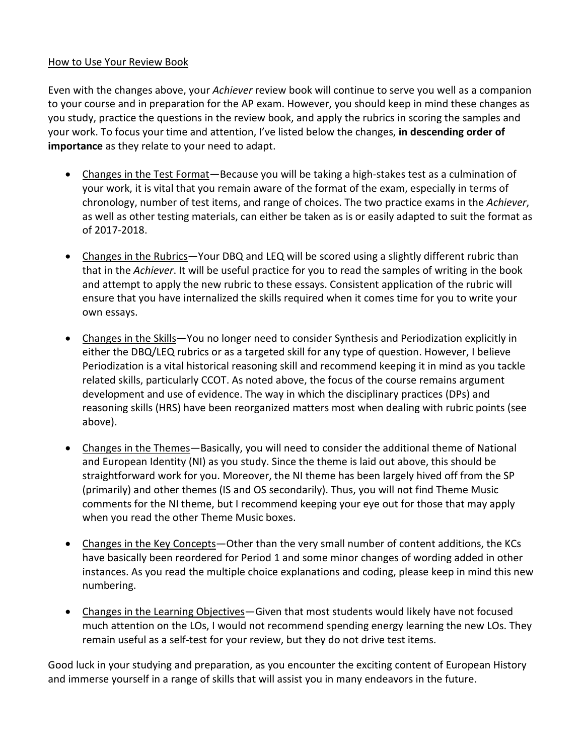How to Use Your Review Book

Even with the changes above, your *Achiever* review book will continue to serve you well as a companion to your course and in preparation for the AP exam. However, you should keep in mind these changes as you study, practice the questions in the review book, and apply the rubrics in scoring the samples and your work. To focus your time and attention, I've listed below the changes, **in descending order of importance** as they relate to your need to adapt.

- Changes in the Test Format—Because you will be taking a high-stakes test as a culmination of your work, it is vital that you remain aware of the format of the exam, especially in terms of chronology, number of test items, and range of choices. The two practice exams in the *Achiever*, as well as other testing materials, can either be taken as is or easily adapted to suit the format as of 2017-2018.

- Changes in the Rubrics—Your DBQ and LEQ will be scored using a slightly different rubric than that in the *Achiever*. It will be useful practice for you to read the samples of writing in the book and attempt to apply the new rubric to these essays. Consistent application of the rubric will ensure that you have internalized the skills required when it comes time for you to write your own essays.

- Changes in the Skills—You no longer need to consider Synthesis and Periodization explicitly in either the DBQ/LEQ rubrics or as a targeted skill for any type of question. However, I believe Periodization is a vital historical reasoning skill and recommend keeping it in mind as you tackle related skills, particularly CCOT. As noted above, the focus of the course remains argument development and use of evidence. The way in which the disciplinary practices (DPs) and reasoning skills (HRS) have been reorganized matters most when dealing with rubric points (see above).

- Changes in the Themes—Basically, you will need to consider the additional theme of National and European Identity (NI) as you study. Since the theme is laid out above, this should be straightforward work for you. Moreover, the NI theme has been largely hived off from the SP (primarily) and other themes (IS and OS secondarily). Thus, you will not find Theme Music comments for the NI theme, but I recommend keeping your eye out for those that may apply when you read the other Theme Music boxes.

- Changes in the Key Concepts—Other than the very small number of content additions, the KCs have basically been reordered for Period 1 and some minor changes of wording added in other instances. As you read the multiple choice explanations and coding, please keep in mind this new numbering.

- Changes in the Learning Objectives—Given that most students would likely have not focused much attention on the LOs, I would not recommend spending energy learning the new LOs. They remain useful as a self-test for your review, but they do not drive test items.

Good luck in your studying and preparation, as you encounter the exciting content of European History and immerse yourself in a range of skills that will assist you in many endeavors in the future.